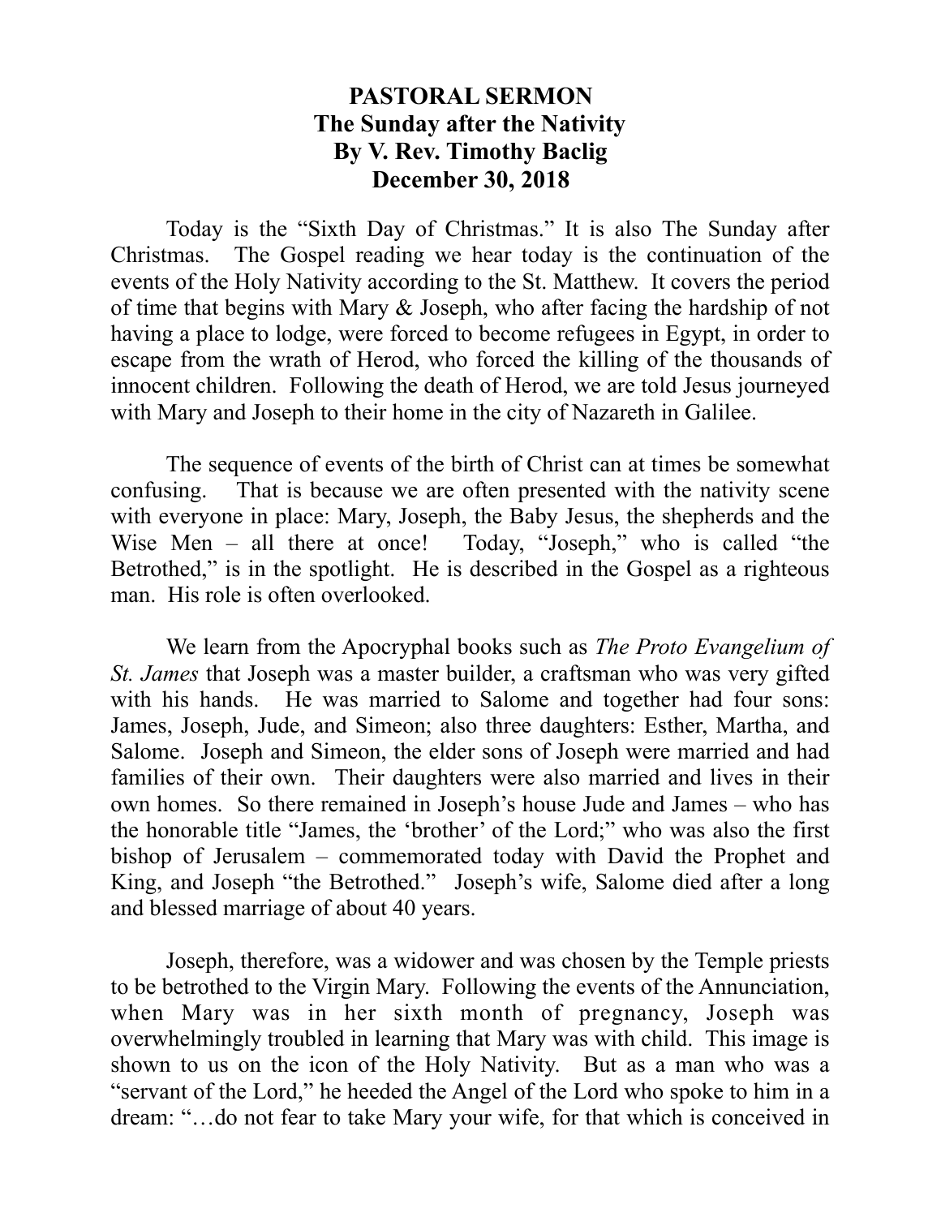# PASTORAL SERMON
## The Sunday after the Nativity
## By V. Rev. Timothy Baclig
## December 30, 2018

Today is the "Sixth Day of Christmas." It is also The Sunday after Christmas. The Gospel reading we hear today is the continuation of the events of the Holy Nativity according to the St. Matthew. It covers the period of time that begins with Mary & Joseph, who after facing the hardship of not having a place to lodge, were forced to become refugees in Egypt, in order to escape from the wrath of Herod, who forced the killing of the thousands of innocent children. Following the death of Herod, we are told Jesus journeyed with Mary and Joseph to their home in the city of Nazareth in Galilee.

The sequence of events of the birth of Christ can at times be somewhat confusing. That is because we are often presented with the nativity scene with everyone in place: Mary, Joseph, the Baby Jesus, the shepherds and the Wise Men – all there at once! Today, "Joseph," who is called "the Betrothed," is in the spotlight. He is described in the Gospel as a righteous man. His role is often overlooked.

We learn from the Apocryphal books such as *The Proto Evangelium of St. James* that Joseph was a master builder, a craftsman who was very gifted with his hands. He was married to Salome and together had four sons: James, Joseph, Jude, and Simeon; also three daughters: Esther, Martha, and Salome. Joseph and Simeon, the elder sons of Joseph were married and had families of their own. Their daughters were also married and lives in their own homes. So there remained in Joseph's house Jude and James – who has the honorable title "James, the 'brother' of the Lord;" who was also the first bishop of Jerusalem – commemorated today with David the Prophet and King, and Joseph "the Betrothed." Joseph's wife, Salome died after a long and blessed marriage of about 40 years.

Joseph, therefore, was a widower and was chosen by the Temple priests to be betrothed to the Virgin Mary. Following the events of the Annunciation, when Mary was in her sixth month of pregnancy, Joseph was overwhelmingly troubled in learning that Mary was with child. This image is shown to us on the icon of the Holy Nativity. But as a man who was a "servant of the Lord," he heeded the Angel of the Lord who spoke to him in a dream: "…do not fear to take Mary your wife, for that which is conceived in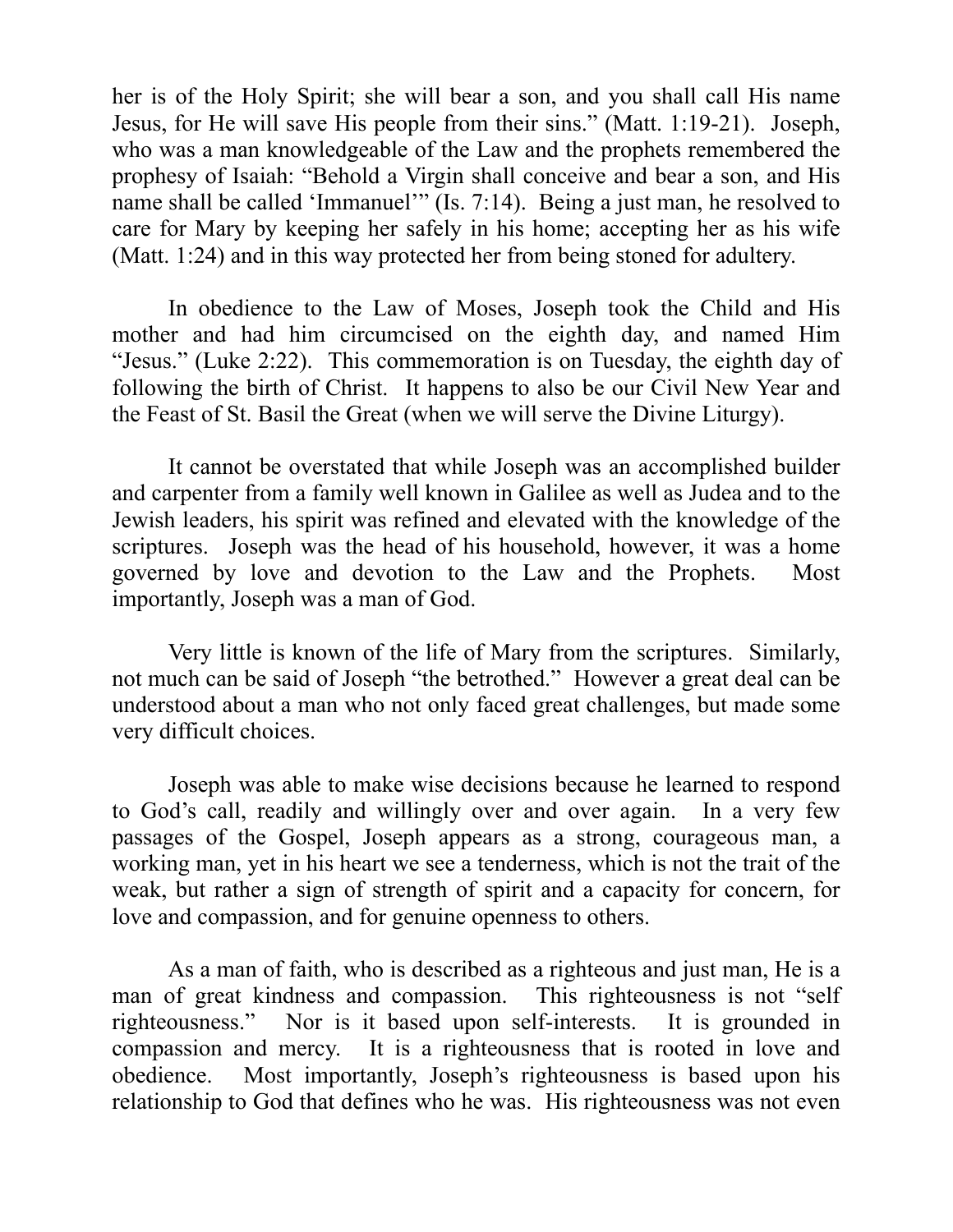her is of the Holy Spirit; she will bear a son, and you shall call His name Jesus, for He will save His people from their sins." (Matt. 1:19-21). Joseph, who was a man knowledgeable of the Law and the prophets remembered the prophesy of Isaiah: "Behold a Virgin shall conceive and bear a son, and His name shall be called 'Immanuel'" (Is. 7:14). Being a just man, he resolved to care for Mary by keeping her safely in his home; accepting her as his wife (Matt. 1:24) and in this way protected her from being stoned for adultery.

In obedience to the Law of Moses, Joseph took the Child and His mother and had him circumcised on the eighth day, and named Him "Jesus." (Luke 2:22). This commemoration is on Tuesday, the eighth day of following the birth of Christ. It happens to also be our Civil New Year and the Feast of St. Basil the Great (when we will serve the Divine Liturgy).

It cannot be overstated that while Joseph was an accomplished builder and carpenter from a family well known in Galilee as well as Judea and to the Jewish leaders, his spirit was refined and elevated with the knowledge of the scriptures. Joseph was the head of his household, however, it was a home governed by love and devotion to the Law and the Prophets. Most importantly, Joseph was a man of God.

Very little is known of the life of Mary from the scriptures. Similarly, not much can be said of Joseph "the betrothed." However a great deal can be understood about a man who not only faced great challenges, but made some very difficult choices.

Joseph was able to make wise decisions because he learned to respond to God's call, readily and willingly over and over again. In a very few passages of the Gospel, Joseph appears as a strong, courageous man, a working man, yet in his heart we see a tenderness, which is not the trait of the weak, but rather a sign of strength of spirit and a capacity for concern, for love and compassion, and for genuine openness to others.

As a man of faith, who is described as a righteous and just man, He is a man of great kindness and compassion. This righteousness is not "self righteousness." Nor is it based upon self-interests. It is grounded in compassion and mercy. It is a righteousness that is rooted in love and obedience. Most importantly, Joseph's righteousness is based upon his relationship to God that defines who he was. His righteousness was not even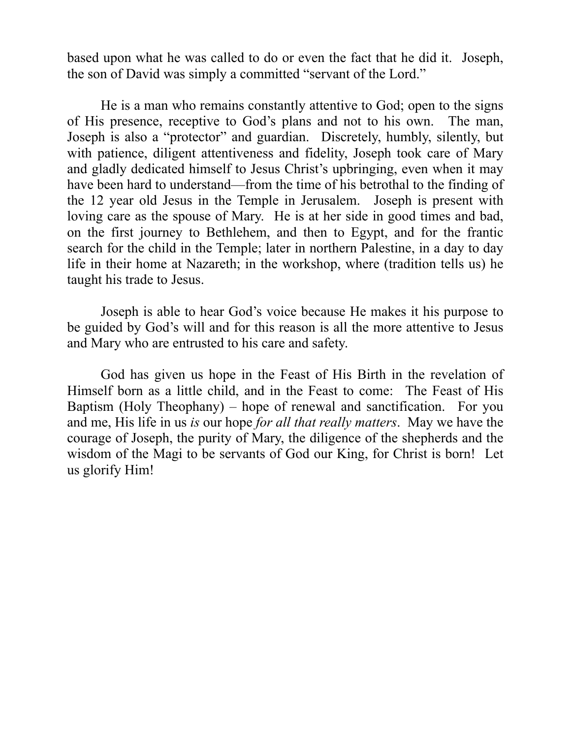based upon what he was called to do or even the fact that he did it. Joseph, the son of David was simply a committed "servant of the Lord."

He is a man who remains constantly attentive to God; open to the signs of His presence, receptive to God's plans and not to his own. The man, Joseph is also a "protector" and guardian. Discretely, humbly, silently, but with patience, diligent attentiveness and fidelity, Joseph took care of Mary and gladly dedicated himself to Jesus Christ's upbringing, even when it may have been hard to understand—from the time of his betrothal to the finding of the 12 year old Jesus in the Temple in Jerusalem. Joseph is present with loving care as the spouse of Mary. He is at her side in good times and bad, on the first journey to Bethlehem, and then to Egypt, and for the frantic search for the child in the Temple; later in northern Palestine, in a day to day life in their home at Nazareth; in the workshop, where (tradition tells us) he taught his trade to Jesus.

Joseph is able to hear God's voice because He makes it his purpose to be guided by God's will and for this reason is all the more attentive to Jesus and Mary who are entrusted to his care and safety.

God has given us hope in the Feast of His Birth in the revelation of Himself born as a little child, and in the Feast to come: The Feast of His Baptism (Holy Theophany) – hope of renewal and sanctification. For you and me, His life in us *is* our hope *for all that really matters*. May we have the courage of Joseph, the purity of Mary, the diligence of the shepherds and the wisdom of the Magi to be servants of God our King, for Christ is born! Let us glorify Him!